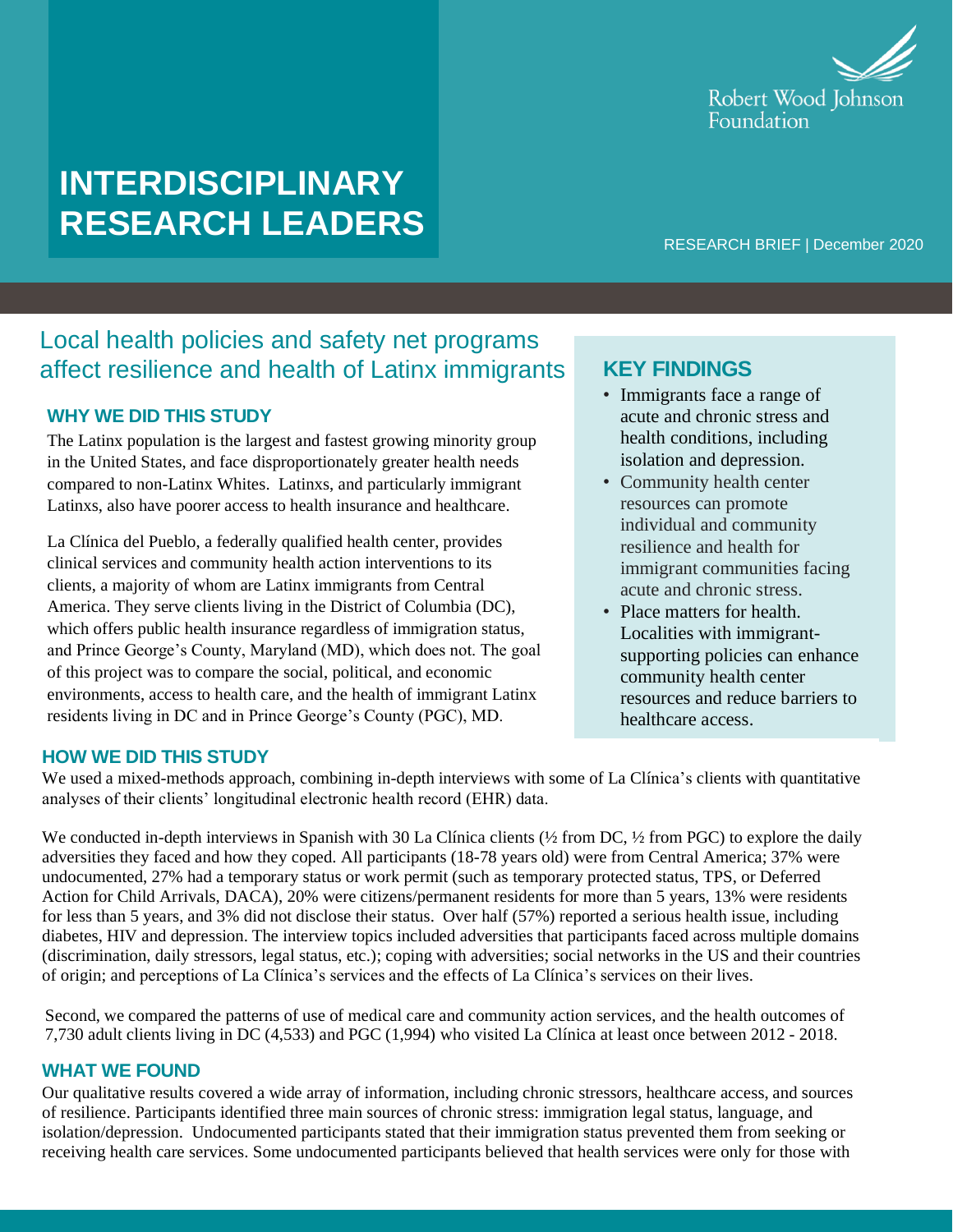# INTERDISCIPLINARY RESEARCH LEADERS

Robert Wood Johnson Foundation

RESEARCH BRIEF | December 2020

## Local health policies and safety net programs affect resilience and health of Latinx immigrants

### WHY WE DID THIS STUDY

The Latinx population is the largest and fastest growing minority group in the United States, and face disproportionately greater health needs compared to non-Latinx Whites. Latinxs, and particularly immigrant Latinxs, also have poorer access to health insurance and healthcare.

La Clínica del Pueblo, a federally qualified health center, provides clinical services and community health action interventions to its clients, a majority of whom are Latinx immigrants from Central America. They serve clients living in the District of Columbia (DC), which offers public health insurance regardless of immigration status, and Prince George's County, Maryland (MD), which does not. The goal of this project was to compare the social, political, and economic environments, access to health care, and the health of immigrant Latinx residents living in DC and in Prince George's County (PGC), MD.

### KEY FINDINGS

- Immigrants face a range of acute and chronic stress and health conditions, including isolation and depression.
- Community health center resources can promote individual and community resilience and health for immigrant communities facing acute and chronic stress.
- Place matters for health. Localities with immigrant-supporting policies can enhance community health center resources and reduce barriers to healthcare access.

### HOW WE DID THIS STUDY

We used a mixed-methods approach, combining in-depth interviews with some of La Clínica's clients with quantitative analyses of their clients' longitudinal electronic health record (EHR) data.

We conducted in-depth interviews in Spanish with 30 La Clínica clients (½ from DC, ½ from PGC) to explore the daily adversities they faced and how they coped. All participants (18-78 years old) were from Central America; 37% were undocumented, 27% had a temporary status or work permit (such as temporary protected status, TPS, or Deferred Action for Child Arrivals, DACA), 20% were citizens/permanent residents for more than 5 years, 13% were residents for less than 5 years, and 3% did not disclose their status. Over half (57%) reported a serious health issue, including diabetes, HIV and depression. The interview topics included adversities that participants faced across multiple domains (discrimination, daily stressors, legal status, etc.); coping with adversities; social networks in the US and their countries of origin; and perceptions of La Clínica's services and the effects of La Clínica's services on their lives.

Second, we compared the patterns of use of medical care and community action services, and the health outcomes of 7,730 adult clients living in DC (4,533) and PGC (1,994) who visited La Clínica at least once between 2012 - 2018.

### WHAT WE FOUND

Our qualitative results covered a wide array of information, including chronic stressors, healthcare access, and sources of resilience. Participants identified three main sources of chronic stress: immigration legal status, language, and isolation/depression. Undocumented participants stated that their immigration status prevented them from seeking or receiving health care services. Some undocumented participants believed that health services were only for those with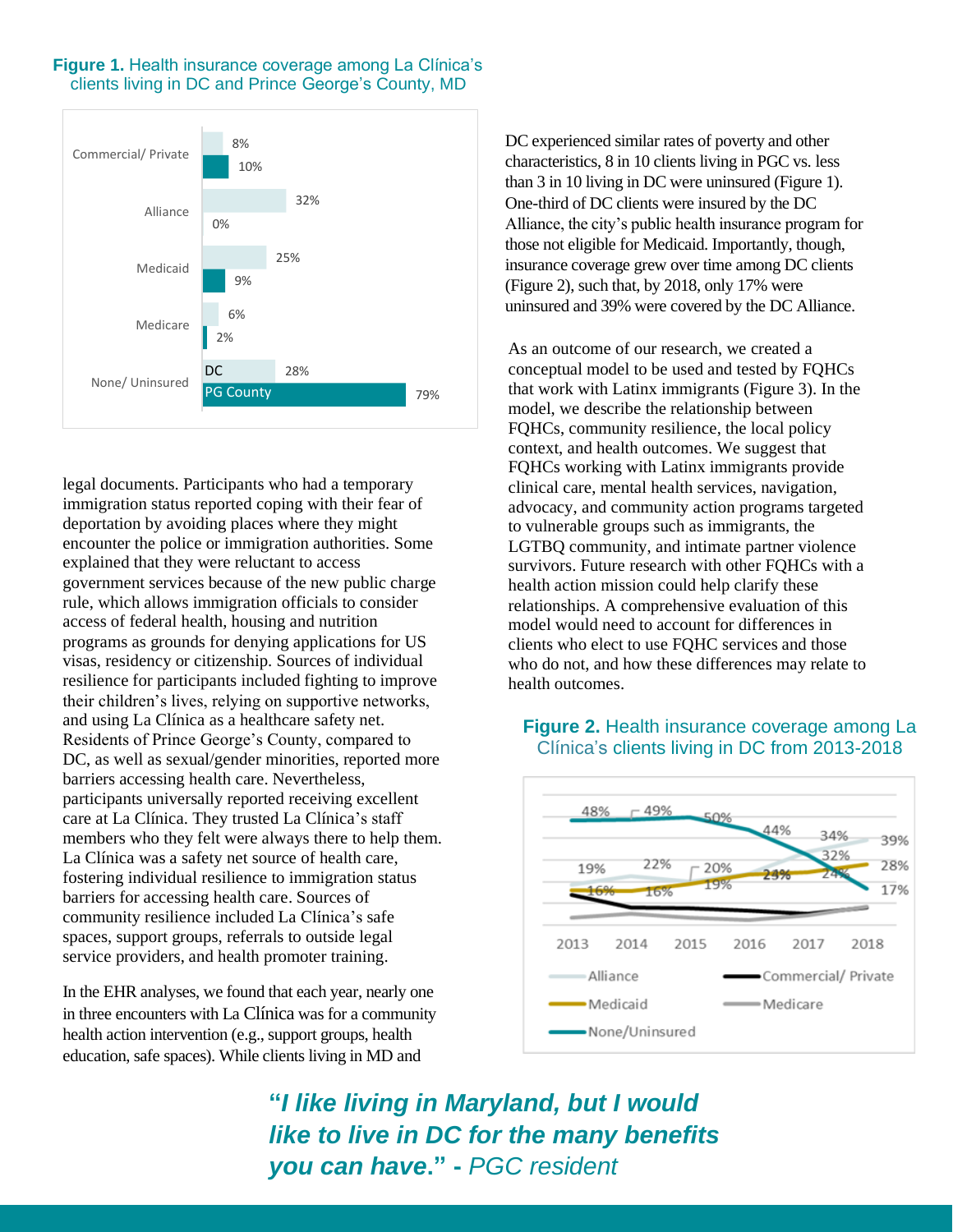**Figure 1.** Health insurance coverage among La Clínica's clients living in DC and Prince George's County, MD

Commercial/ Private
8%
10%
Alliance
32%
0%
Medicaid
25%
9%
Medicare
6%
2%
None/ Uninsured
DC
28%
PG County
79%

legal documents. Participants who had a temporary immigration status reported coping with their fear of deportation by avoiding places where they might encounter the police or immigration authorities. Some explained that they were reluctant to access government services because of the new public charge rule, which allows immigration officials to consider access of federal health, housing and nutrition programs as grounds for denying applications for US visas, residency or citizenship. Sources of individual resilience for participants included fighting to improve their children's lives, relying on supportive networks, and using La Clínica as a healthcare safety net. Residents of Prince George's County, compared to DC, as well as sexual/gender minorities, reported more barriers accessing health care. Nevertheless, participants universally reported receiving excellent care at La Clínica. They trusted La Clínica's staff members who they felt were always there to help them. La Clínica was a safety net source of health care, fostering individual resilience to immigration status barriers for accessing health care. Sources of community resilience included La Clínica's safe spaces, support groups, referrals to outside legal service providers, and health promoter training.

In the EHR analyses, we found that each year, nearly one in three encounters with La Clínica was for a community health action intervention (e.g., support groups, health education, safe spaces). While clients living in MD and DC experienced similar rates of poverty and other characteristics, 8 in 10 clients living in PGC vs. less than 3 in 10 living in DC were uninsured (Figure 1). One-third of DC clients were insured by the DC Alliance, the city's public health insurance program for those not eligible for Medicaid. Importantly, though, insurance coverage grew over time among DC clients (Figure 2), such that, by 2018, only 17% were uninsured and 39% were covered by the DC Alliance.

As an outcome of our research, we created a conceptual model to be used and tested by FQHCs that work with Latinx immigrants (Figure 3). In the model, we describe the relationship between FQHCs, community resilience, the local policy context, and health outcomes. We suggest that FQHCs working with Latinx immigrants provide clinical care, mental health services, navigation, advocacy, and community action programs targeted to vulnerable groups such as immigrants, the LGTBQ community, and intimate partner violence survivors. Future research with other FQHCs with a health action mission could help clarify these relationships. A comprehensive evaluation of this model would need to account for differences in clients who elect to use FQHC services and those who do not, and how these differences may relate to health outcomes.

**Figure 2.** Health insurance coverage among La Clínica's clients living in DC from 2013-2018

48% 49% 50% 44% 34% 39%
19% 22% 20% 23% 32% 28%
16% 16% 19% 24% 17%
2013 2014 2015 2016 2017 2018
Alliance
Commercial/ Private
Medicaid
Medicare
None/Uninsured

***"I like living in Maryland, but I would like to live in DC for the many benefits you can have." -*** *PGC resident*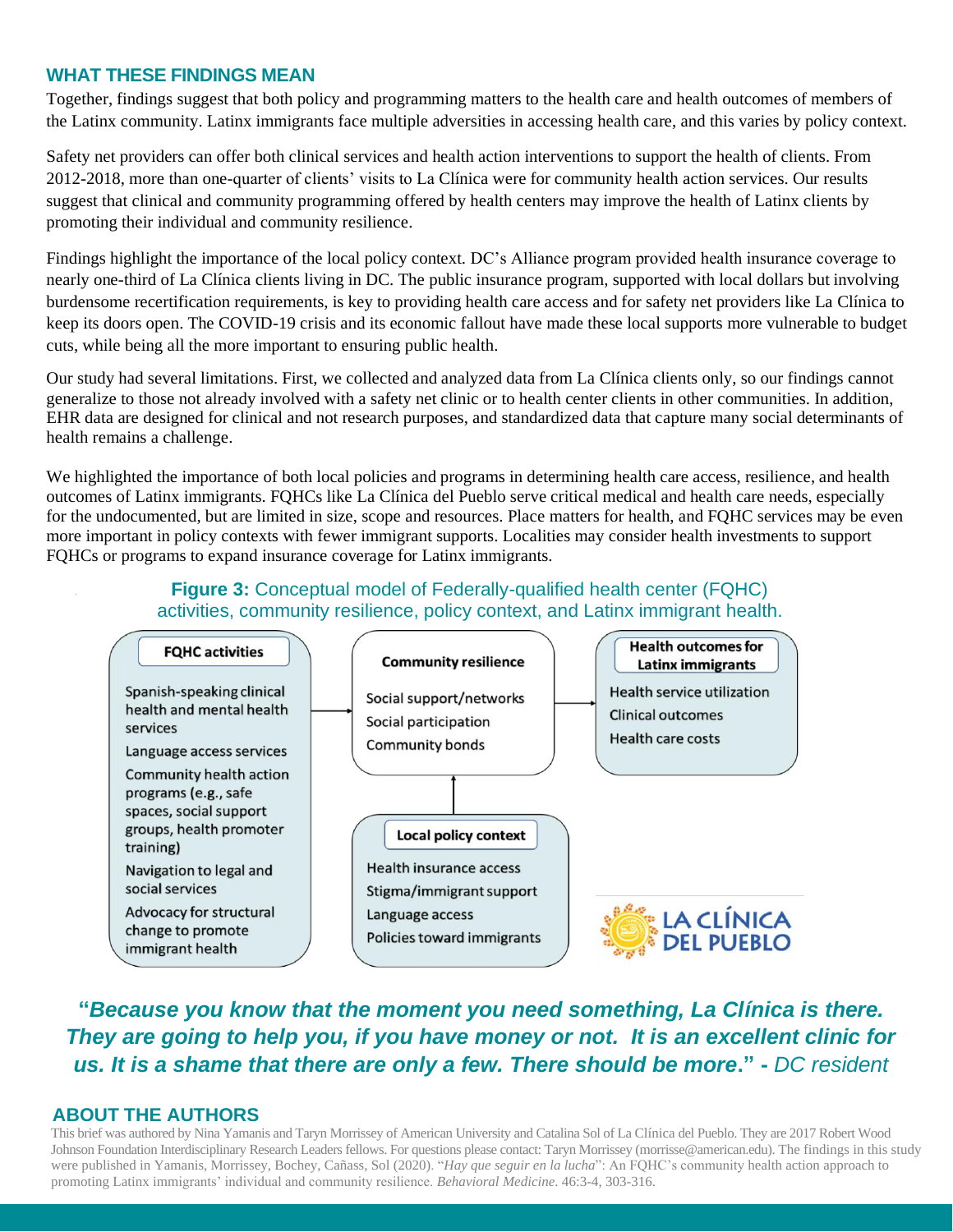## WHAT THESE FINDINGS MEAN

Together, findings suggest that both policy and programming matters to the health care and health outcomes of members of the Latinx community. Latinx immigrants face multiple adversities in accessing health care, and this varies by policy context.

Safety net providers can offer both clinical services and health action interventions to support the health of clients. From 2012-2018, more than one-quarter of clients' visits to La Clínica were for community health action services. Our results suggest that clinical and community programming offered by health centers may improve the health of Latinx clients by promoting their individual and community resilience.

Findings highlight the importance of the local policy context. DC's Alliance program provided health insurance coverage to nearly one-third of La Clínica clients living in DC. The public insurance program, supported with local dollars but involving burdensome recertification requirements, is key to providing health care access and for safety net providers like La Clínica to keep its doors open. The COVID-19 crisis and its economic fallout have made these local supports more vulnerable to budget cuts, while being all the more important to ensuring public health.

Our study had several limitations. First, we collected and analyzed data from La Clínica clients only, so our findings cannot generalize to those not already involved with a safety net clinic or to health center clients in other communities. In addition, EHR data are designed for clinical and not research purposes, and standardized data that capture many social determinants of health remains a challenge.

We highlighted the importance of both local policies and programs in determining health care access, resilience, and health outcomes of Latinx immigrants. FQHCs like La Clínica del Pueblo serve critical medical and health care needs, especially for the undocumented, but are limited in size, scope and resources. Place matters for health, and FQHC services may be even more important in policy contexts with fewer immigrant supports. Localities may consider health investments to support FQHCs or programs to expand insurance coverage for Latinx immigrants.

**Figure 3:** Conceptual model of Federally-qualified health center (FQHC) activities, community resilience, policy context, and Latinx immigrant health.

**FQHC activities**

- Spanish-speaking clinical health and mental health services
- Language access services
- Community health action programs (e.g., safe spaces, social support groups, health promoter training)
- Navigation to legal and social services
- Advocacy for structural change to promote immigrant health

**Community resilience**

- Social support/networks
- Social participation
- Community bonds

**Health outcomes for Latinx immigrants**

- Health service utilization
- Clinical outcomes
- Health care costs

**Local policy context**

- Health insurance access
- Stigma/immigrant support
- Language access
- Policies toward immigrants

LA CLÍNICA DEL PUEBLO

***"Because you know that the moment you need something, La Clínica is there. They are going to help you, if you have money or not. It is an excellent clinic for us. It is a shame that there are only a few. There should be more."*** - *DC resident*

## ABOUT THE AUTHORS

This brief was authored by Nina Yamanis and Taryn Morrissey of American University and Catalina Sol of La Clínica del Pueblo. They are 2017 Robert Wood Johnson Foundation Interdisciplinary Research Leaders fellows. For questions please contact: Taryn Morrissey (morrisse@american.edu). The findings in this study were published in Yamanis, Morrissey, Bochey, Cañass, Sol (2020). "*Hay que seguir en la lucha*": An FQHC's community health action approach to promoting Latinx immigrants' individual and community resilience. *Behavioral Medicine*. 46:3-4, 303-316.